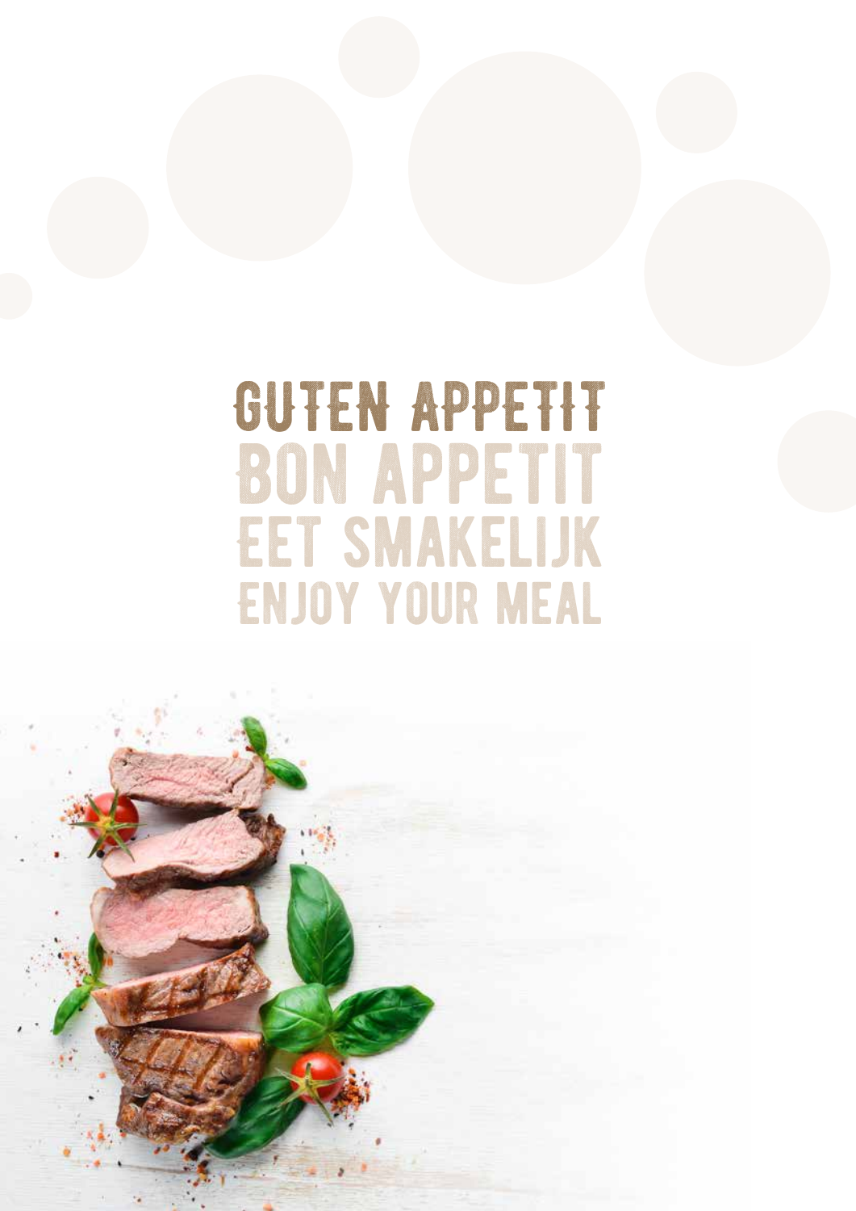# GUTEN APPETIT
# BON APPETIT
# EET SMAKELIJK
# ENJOY YOUR MEAL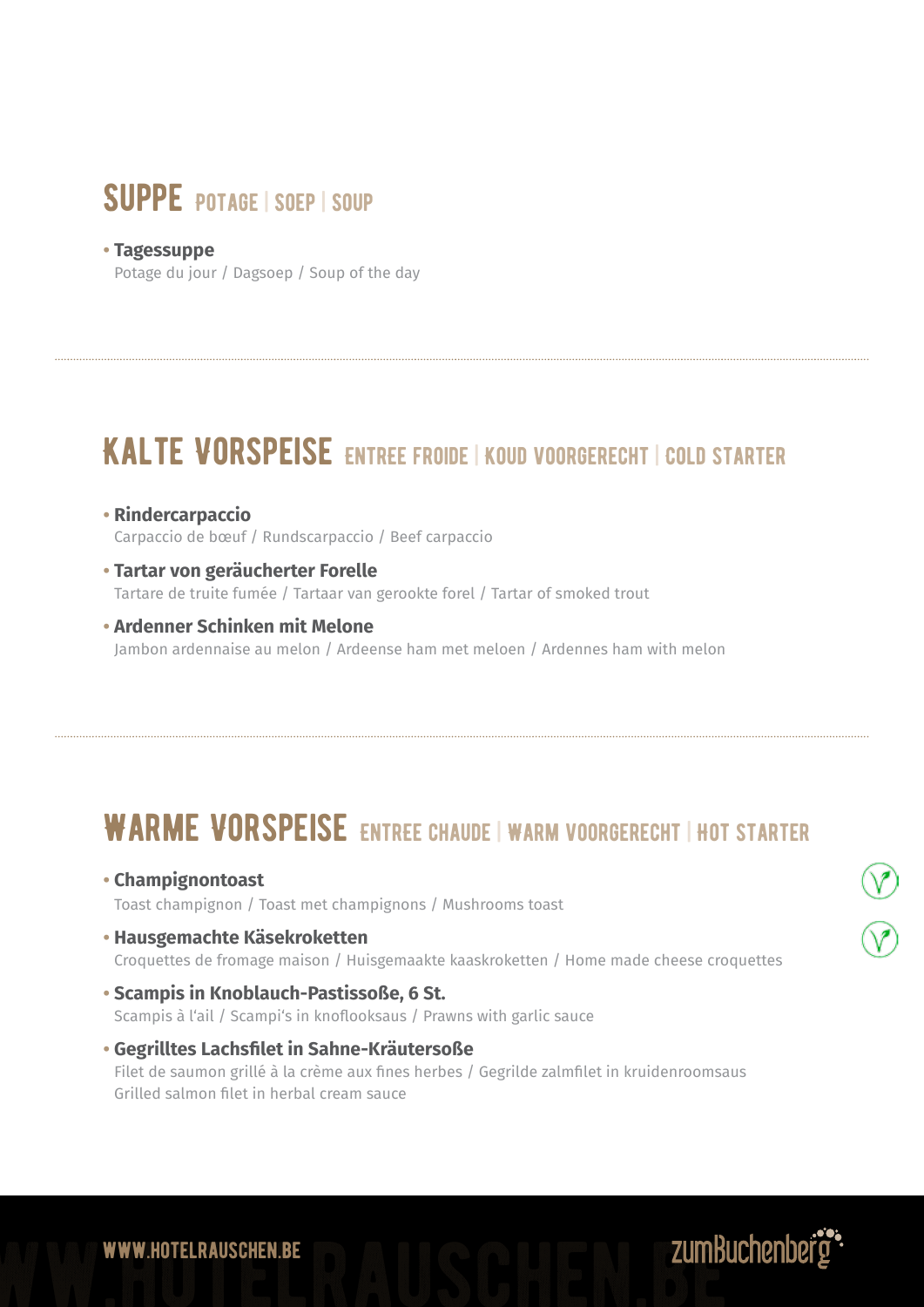## SUPPE POTAGE | SOEP | SOUP

- **Tagessuppe**
  Potage du jour / Dagsoep / Soup of the day

---

## KALTE VORSPEISE ENTREE FROIDE | KOUD VOORGERECHT | COLD STARTER

- **Rindercarpaccio**
  Carpaccio de bœuf / Rundscarpaccio / Beef carpaccio
- **Tartar von geräucherter Forelle**
  Tartare de truite fumée / Tartaar van gerookte forel / Tartar of smoked trout
- **Ardenner Schinken mit Melone**
  Jambon ardennaise au melon / Ardeense ham met meloen / Ardennes ham with melon

---

## WARME VORSPEISE ENTREE CHAUDE | WARM VOORGERECHT | HOT STARTER

- **Champignontoast**
  Toast champignon / Toast met champignons / Mushrooms toast
- **Hausgemachte Käsekroketten**
  Croquettes de fromage maison / Huisgemaakte kaaskroketten / Home made cheese croquettes
- **Scampis in Knoblauch-Pastissoße, 6 St.**
  Scampis à l'ail / Scampi's in knoflooksaus / Prawns with garlic sauce
- **Gegrilltes Lachsfilet in Sahne-Kräutersoße**
  Filet de saumon grillé à la crème aux fines herbes / Gegrilde zalmfilet in kruidenroomsaus
  Grilled salmon filet in herbal cream sauce

WWW.HOTELRAUSCHEN.BE

zumBuchenberg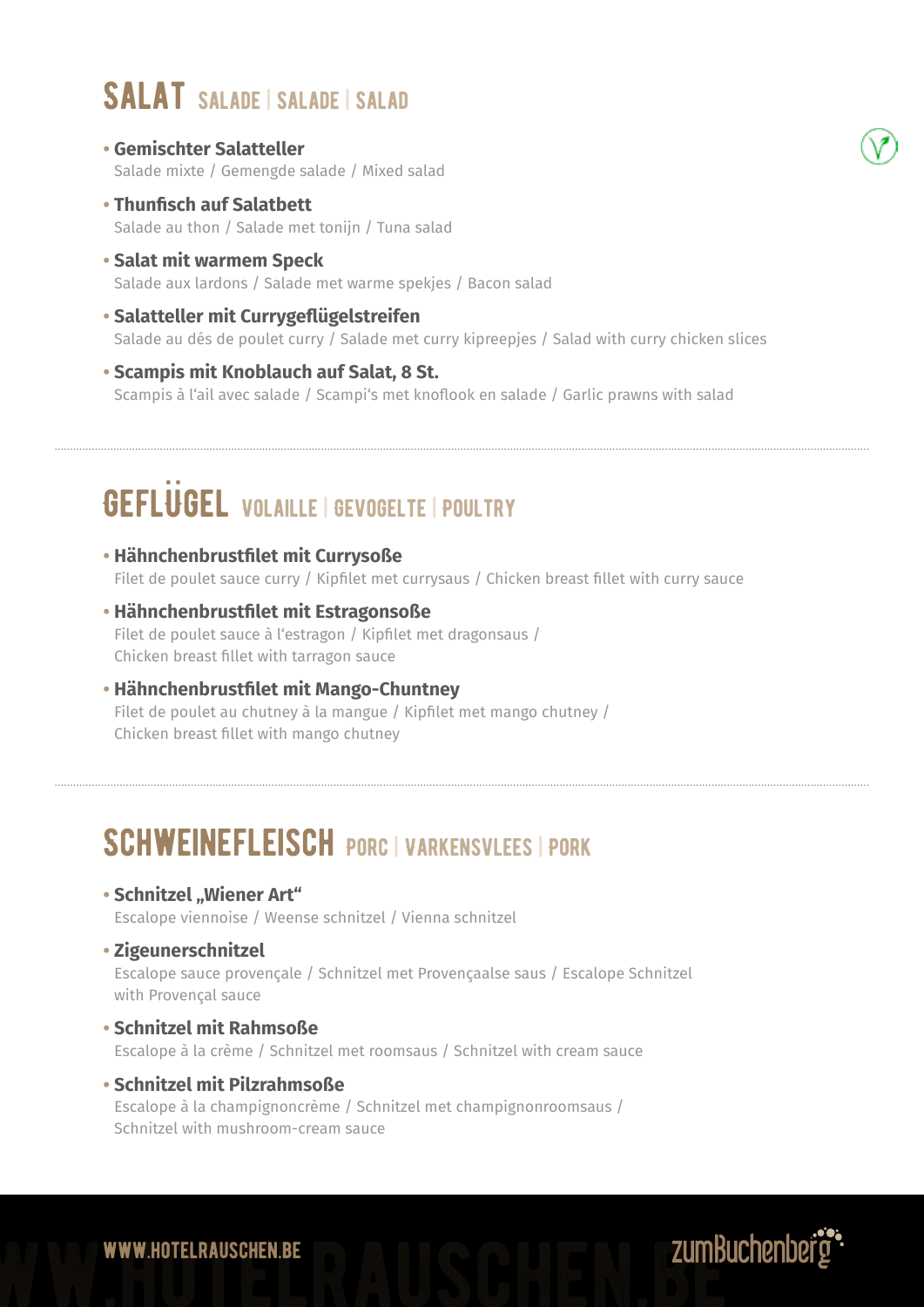# SALAT SALADE | SALADE | SALAD

- **Gemischter Salatteller**
  Salade mixte / Gemengde salade / Mixed salad
- **Thunfisch auf Salatbett**
  Salade au thon / Salade met tonijn / Tuna salad
- **Salat mit warmem Speck**
  Salade aux lardons / Salade met warme spekjes / Bacon salad
- **Salatteller mit Currygeflügelstreifen**
  Salade au dés de poulet curry / Salade met curry kipreepjes / Salad with curry chicken slices
- **Scampis mit Knoblauch auf Salat, 8 St.**
  Scampis à l'ail avec salade / Scampi's met knoflook en salade / Garlic prawns with salad

# GEFLÜGEL VOLAILLE | GEVOGELTE | POULTRY

- **Hähnchenbrustfilet mit Currysoße**
  Filet de poulet sauce curry / Kipfilet met currysaus / Chicken breast fillet with curry sauce
- **Hähnchenbrustfilet mit Estragonsoße**
  Filet de poulet sauce à l'estragon / Kipfilet met dragonsaus / Chicken breast fillet with tarragon sauce
- **Hähnchenbrustfilet mit Mango-Chuntney**
  Filet de poulet au chutney à la mangue / Kipfilet met mango chutney / Chicken breast fillet with mango chutney

# SCHWEINEFLEISCH PORC | VARKENSVLEES | PORK

- **Schnitzel „Wiener Art"**
  Escalope viennoise / Weense schnitzel / Vienna schnitzel
- **Zigeunerschnitzel**
  Escalope sauce provençale / Schnitzel met Provençaalse saus / Escalope Schnitzel with Provençal sauce
- **Schnitzel mit Rahmsoße**
  Escalope à la crème / Schnitzel met roomsaus / Schnitzel with cream sauce
- **Schnitzel mit Pilzrahmsoße**
  Escalope à la champignoncrème / Schnitzel met champignonroomsaus / Schnitzel with mushroom-cream sauce

WWW.HOTELRAUSCHEN.BE zumBuchenberg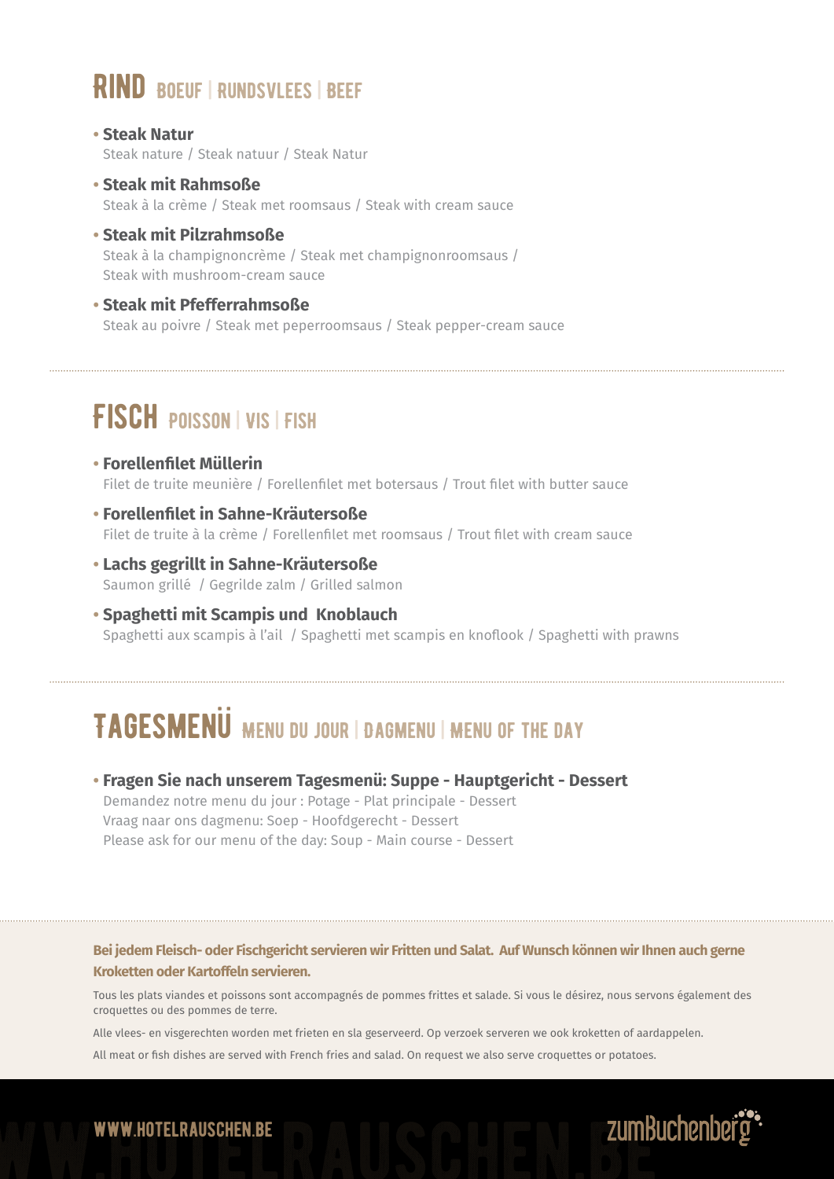## RIND BOEUF | RUNDSVLEES | BEEF

- **Steak Natur**
  Steak nature / Steak natuur / Steak Natur
- **Steak mit Rahmsoße**
  Steak à la crème / Steak met roomsaus / Steak with cream sauce
- **Steak mit Pilzrahmsoße**
  Steak à la champignoncrème / Steak met champignonroomsaus / Steak with mushroom-cream sauce
- **Steak mit Pfefferrahmsoße**
  Steak au poivre / Steak met peperroomsaus / Steak pepper-cream sauce

## FISCH POISSON | VIS | FISH

- **Forellenfilet Müllerin**
  Filet de truite meunière / Forellenfilet met botersaus / Trout filet with butter sauce
- **Forellenfilet in Sahne-Kräutersoße**
  Filet de truite à la crème / Forellenfilet met roomsaus / Trout filet with cream sauce
- **Lachs gegrillt in Sahne-Kräutersoße**
  Saumon grillé / Gegrilde zalm / Grilled salmon
- **Spaghetti mit Scampis und Knoblauch**
  Spaghetti aux scampis à l'ail / Spaghetti met scampis en knoflook / Spaghetti with prawns

## TAGESMENÜ MENU DU JOUR | DAGMENU | MENU OF THE DAY

- **Fragen Sie nach unserem Tagesmenü: Suppe - Hauptgericht - Dessert**
  Demandez notre menu du jour : Potage - Plat principale - Dessert
  Vraag naar ons dagmenu: Soep - Hoofdgerecht - Dessert
  Please ask for our menu of the day: Soup - Main course - Dessert

**Bei jedem Fleisch- oder Fischgericht servieren wir Fritten und Salat. Auf Wunsch können wir Ihnen auch gerne Kroketten oder Kartoffeln servieren.**

Tous les plats viandes et poissons sont accompagnés de pommes frittes et salade. Si vous le désirez, nous servons également des croquettes ou des pommes de terre.

Alle vlees- en visgerechten worden met frieten en sla geserveerd. Op verzoek serveren we ook kroketten of aardappelen.

All meat or fish dishes are served with French fries and salad. On request we also serve croquettes or potatoes.

WWW.HOTELRAUSCHEN.BE

zumBuchenberg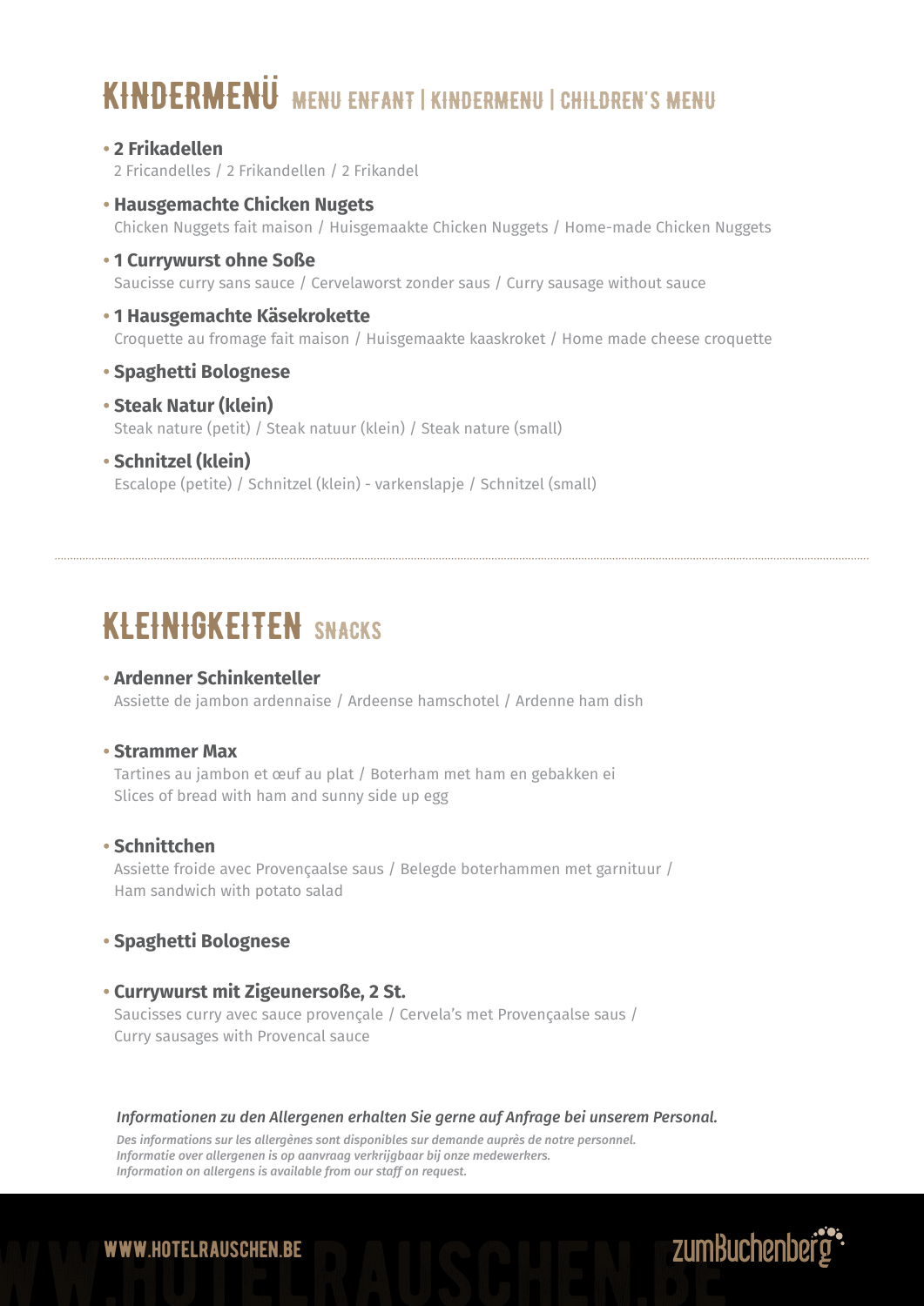# KINDERMENÜ MENU ENFANT | KINDERMENU | CHILDREN'S MENU

- **2 Frikadellen**
  2 Fricandelles / 2 Frikandellen / 2 Frikandel
- **Hausgemachte Chicken Nugets**
  Chicken Nuggets fait maison / Huisgemaakte Chicken Nuggets / Home-made Chicken Nuggets
- **1 Currywurst ohne Soße**
  Saucisse curry sans sauce / Cervelaworst zonder saus / Curry sausage without sauce
- **1 Hausgemachte Käsekrokette**
  Croquette au fromage fait maison / Huisgemaakte kaaskroket / Home made cheese croquette
- **Spaghetti Bolognese**
- **Steak Natur (klein)**
  Steak nature (petit) / Steak natuur (klein) / Steak nature (small)
- **Schnitzel (klein)**
  Escalope (petite) / Schnitzel (klein) - varkenslapje / Schnitzel (small)

---

# KLEINIGKEITEN SNACKS

- **Ardenner Schinkenteller**
  Assiette de jambon ardennaise / Ardeense hamschotel / Ardenne ham dish
- **Strammer Max**
  Tartines au jambon et œuf au plat / Boterham met ham en gebakken ei
  Slices of bread with ham and sunny side up egg
- **Schnittchen**
  Assiette froide avec Provençaalse saus / Belegde boterhammen met garnituur /
  Ham sandwich with potato salad
- **Spaghetti Bolognese**
- **Currywurst mit Zigeunersoße, 2 St.**
  Saucisses curry avec sauce provençale / Cervela's met Provençaalse saus /
  Curry sausages with Provencal sauce

***Informationen zu den Allergenen erhalten Sie gerne auf Anfrage bei unserem Personal.***

***Des informations sur les allergènes sont disponibles sur demande auprès de notre personnel.***
***Informatie over allergenen is op aanvraag verkrijgbaar bij onze medewerkers.***
***Information on allergens is available from our staff on request.***

WWW.HOTELRAUSCHEN.BE

zumBuchenberg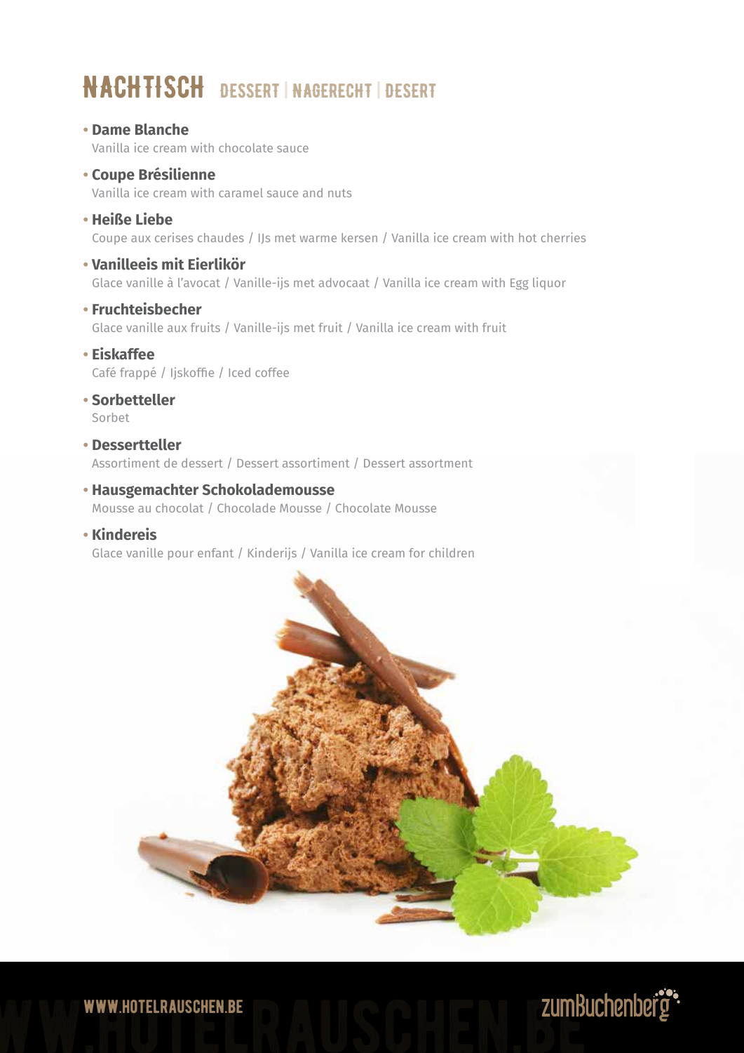# NACHTISCH DESSERT | NAGERECHT | DESERT

- **Dame Blanche**
  Vanilla ice cream with chocolate sauce
- **Coupe Brésilienne**
  Vanilla ice cream with caramel sauce and nuts
- **Heiße Liebe**
  Coupe aux cerises chaudes / IJs met warme kersen / Vanilla ice cream with hot cherries
- **Vanilleeis mit Eierlikör**
  Glace vanille à l'avocat / Vanille-ijs met advocaat / Vanilla ice cream with Egg liquor
- **Fruchteisbecher**
  Glace vanille aux fruits / Vanille-ijs met fruit / Vanilla ice cream with fruit
- **Eiskaffee**
  Café frappé / Ijskoffie / Iced coffee
- **Sorbetteller**
  Sorbet
- **Dessertteller**
  Assortiment de dessert / Dessert assortiment / Dessert assortment
- **Hausgemachter Schokolademousse**
  Mousse au chocolat / Chocolade Mousse / Chocolate Mousse
- **Kindereis**
  Glace vanille pour enfant / Kinderijs / Vanilla ice cream for children

WWW.HOTELRAUSCHEN.BE

zumBuchenberg